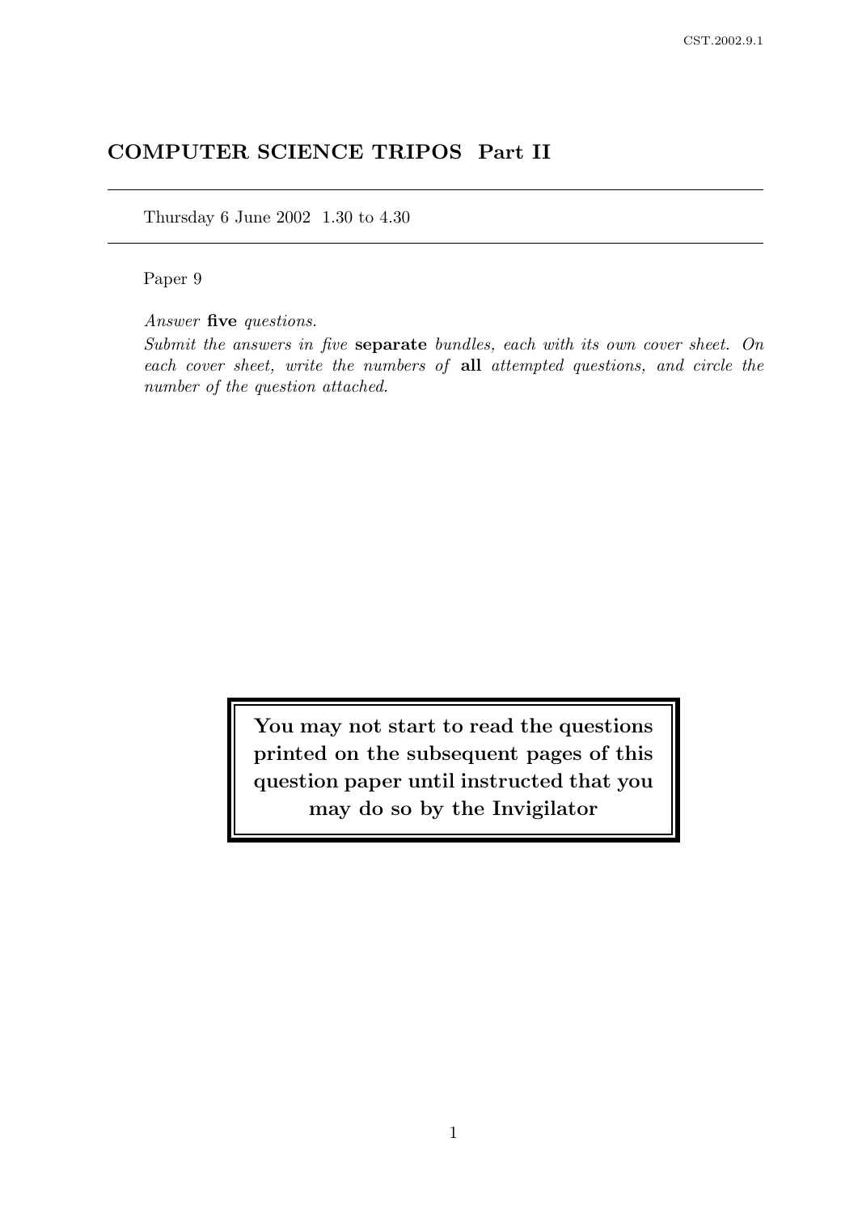# COMPUTER SCIENCE TRIPOS Part II

Thursday 6 June 2002 1.30 to 4.30

Paper 9

*Answer* **five** *questions.*

*Submit the answers in five* **separate** *bundles, each with its own cover sheet. On each cover sheet, write the numbers of* **all** *attempted questions, and circle the number of the question attached.*

**You may not start to read the questions printed on the subsequent pages of this question paper until instructed that you may do so by the Invigilator**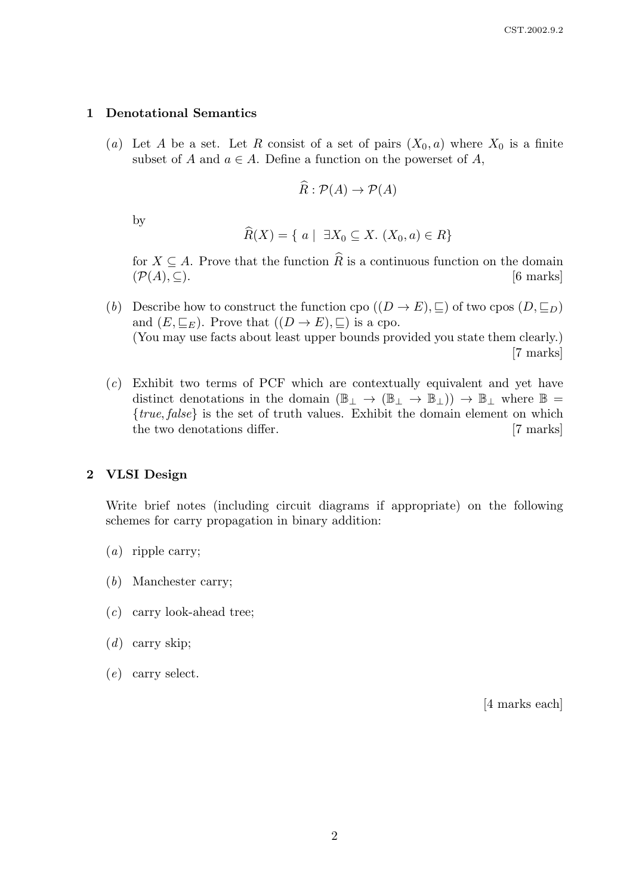## 1 Denotational Semantics

(*a*) Let $A$ be a set. Let $R$ consist of a set of pairs $(X_0, a)$ where $X_0$ is a finite subset of $A$ and $a \in A$. Define a function on the powerset of $A$,

$$\widehat{R} : \mathcal{P}(A) \to \mathcal{P}(A)$$

by

$$\widehat{R}(X) = \{\ a \mid\ \exists X_0 \subseteq X.\ (X_0, a) \in R\}$$

for $X \subseteq A$. Prove that the function $\widehat{R}$ is a continuous function on the domain $(\mathcal{P}(A), \subseteq)$. [6 marks]

(*b*) Describe how to construct the function cpo $((D \to E), \sqsubseteq)$ of two cpos $(D, \sqsubseteq_D)$ and $(E, \sqsubseteq_E)$. Prove that $((D \to E), \sqsubseteq)$ is a cpo.
(You may use facts about least upper bounds provided you state them clearly.) [7 marks]

(*c*) Exhibit two terms of PCF which are contextually equivalent and yet have distinct denotations in the domain $(\mathbb{B}_\perp \to (\mathbb{B}_\perp \to \mathbb{B}_\perp)) \to \mathbb{B}_\perp$ where $\mathbb{B} = \{\mathit{true}, \mathit{false}\}$ is the set of truth values. Exhibit the domain element on which the two denotations differ. [7 marks]

## 2 VLSI Design

Write brief notes (including circuit diagrams if appropriate) on the following schemes for carry propagation in binary addition:

(*a*) ripple carry;

(*b*) Manchester carry;

(*c*) carry look-ahead tree;

(*d*) carry skip;

(*e*) carry select.

[4 marks each]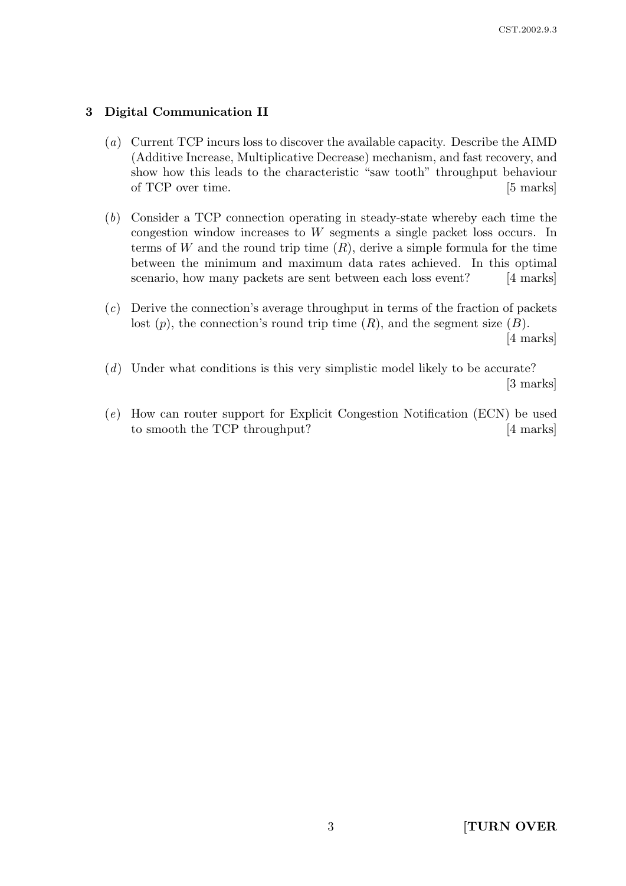## 3 Digital Communication II

(*a*) Current TCP incurs loss to discover the available capacity. Describe the AIMD (Additive Increase, Multiplicative Decrease) mechanism, and fast recovery, and show how this leads to the characteristic "saw tooth" throughput behaviour of TCP over time. [5 marks]

(*b*) Consider a TCP connection operating in steady-state whereby each time the congestion window increases to $W$ segments a single packet loss occurs. In terms of $W$ and the round trip time ($R$), derive a simple formula for the time between the minimum and maximum data rates achieved. In this optimal scenario, how many packets are sent between each loss event? [4 marks]

(*c*) Derive the connection's average throughput in terms of the fraction of packets lost ($p$), the connection's round trip time ($R$), and the segment size ($B$). [4 marks]

(*d*) Under what conditions is this very simplistic model likely to be accurate? [3 marks]

(*e*) How can router support for Explicit Congestion Notification (ECN) be used to smooth the TCP throughput? [4 marks]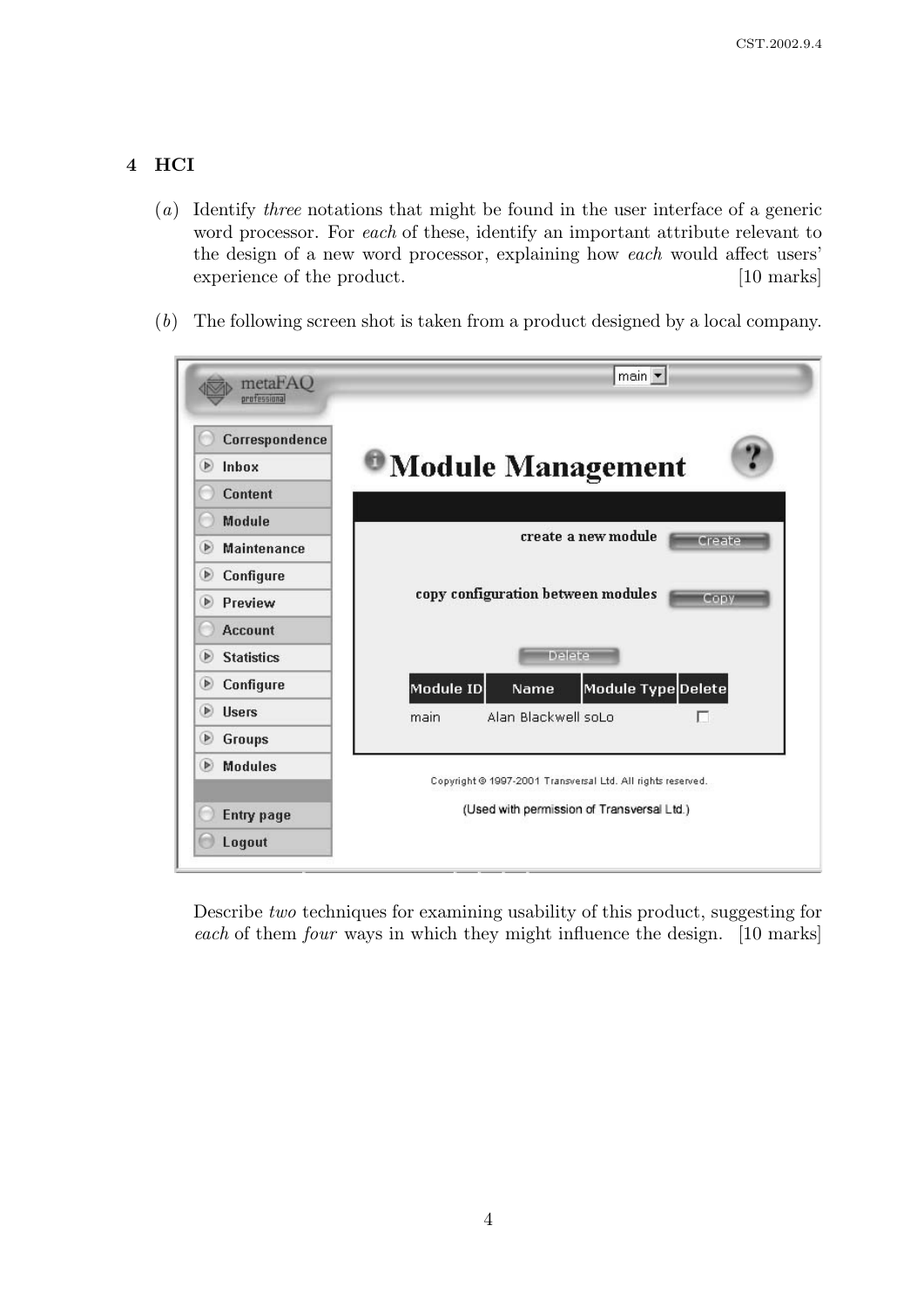## 4 HCI

(*a*) Identify *three* notations that might be found in the user interface of a generic word processor. For *each* of these, identify an important attribute relevant to the design of a new word processor, explaining how *each* would affect users' experience of the product. [10 marks]

(*b*) The following screen shot is taken from a product designed by a local company.

metaFAQ professional

main

- Correspondence
- Inbox
- Content
- Module
- Maintenance
- Configure
- Preview
- Account
- Statistics
- Configure
- Users
- Groups
- Modules
- Entry page
- Logout

**Module Management**

create a new module [Create]

copy configuration between modules [Copy]

[Delete]

| Module ID | Name | Module Type | Delete |
|---|---|---|---|
| main | Alan Blackwell soLo | | ☐ |

Copyright © 1997-2001 Transversal Ltd. All rights reserved.

(Used with permission of Transversal Ltd.)

Describe *two* techniques for examining usability of this product, suggesting for *each* of them *four* ways in which they might influence the design. [10 marks]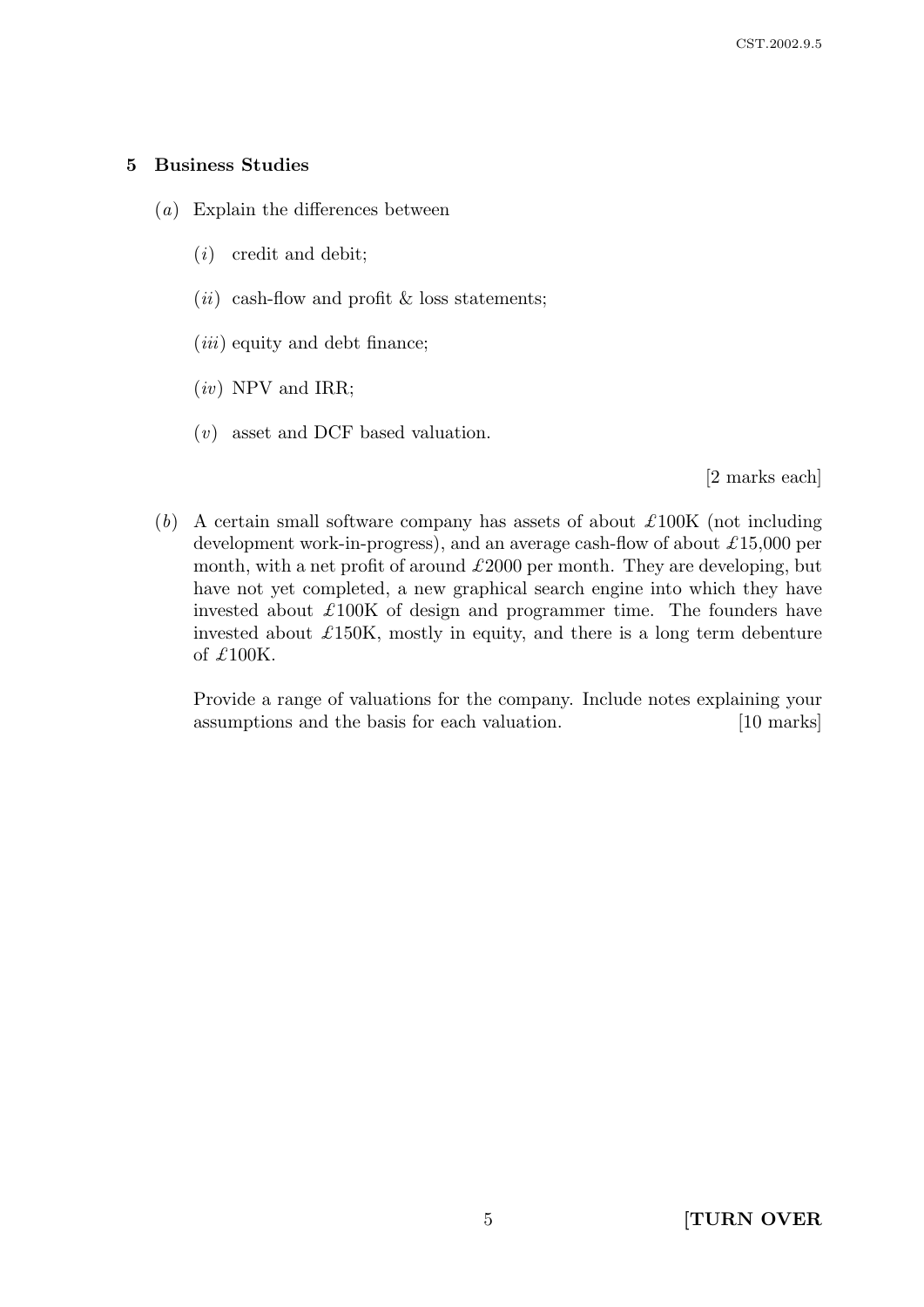## 5 Business Studies

(*a*) Explain the differences between

(*i*) credit and debit;

(*ii*) cash-flow and profit & loss statements;

(*iii*) equity and debt finance;

(*iv*) NPV and IRR;

(*v*) asset and DCF based valuation.

[2 marks each]

(*b*) A certain small software company has assets of about £100K (not including development work-in-progress), and an average cash-flow of about £15,000 per month, with a net profit of around £2000 per month. They are developing, but have not yet completed, a new graphical search engine into which they have invested about £100K of design and programmer time. The founders have invested about £150K, mostly in equity, and there is a long term debenture of £100K.

Provide a range of valuations for the company. Include notes explaining your assumptions and the basis for each valuation. [10 marks]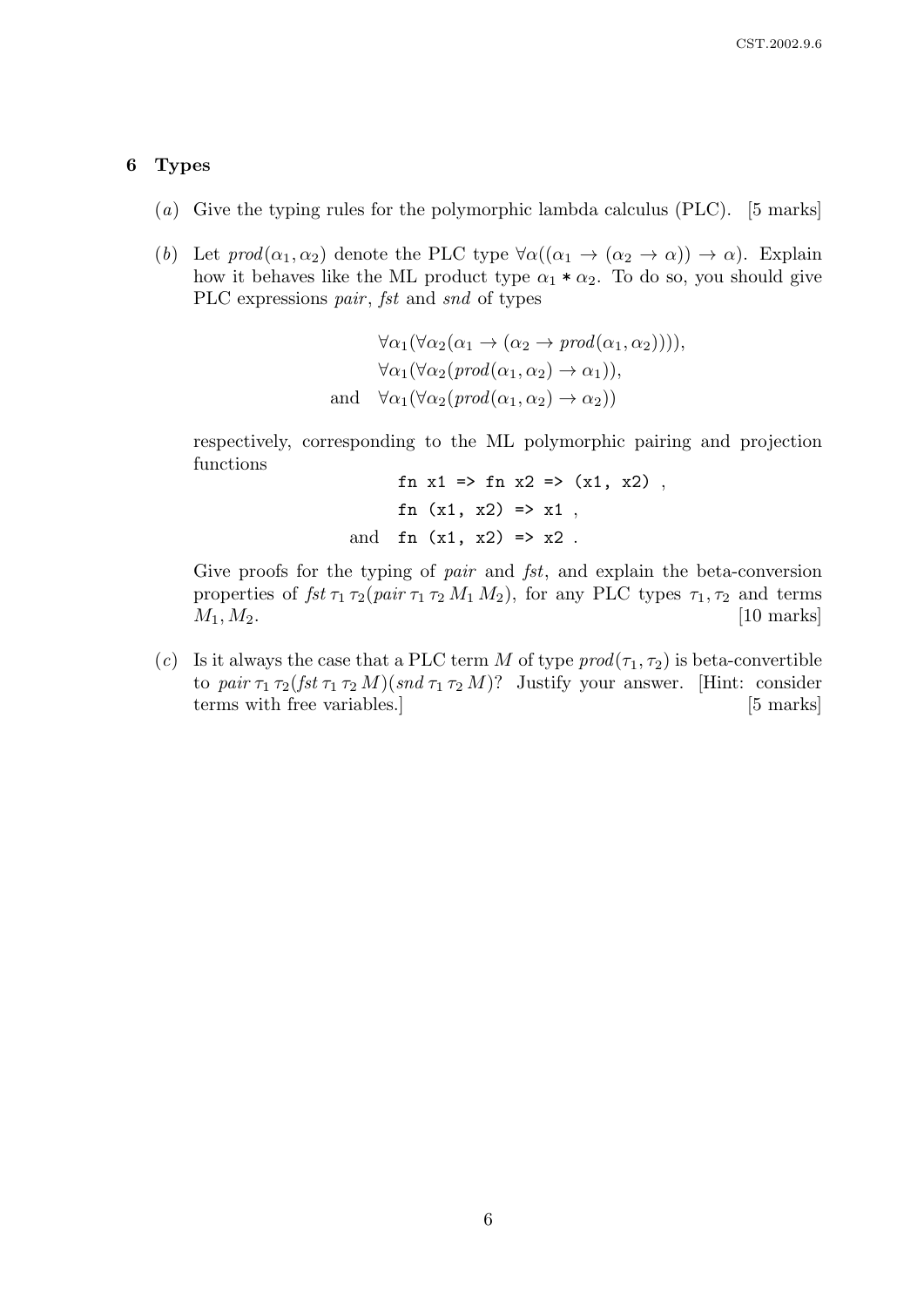## 6 Types

(*a*) Give the typing rules for the polymorphic lambda calculus (PLC). [5 marks]

(*b*) Let $prod(\alpha_1, \alpha_2)$ denote the PLC type $\forall\alpha((\alpha_1 \to (\alpha_2 \to \alpha)) \to \alpha)$. Explain how it behaves like the ML product type $\alpha_1 * \alpha_2$. To do so, you should give PLC expressions *pair*, *fst* and *snd* of types

$$\forall\alpha_1(\forall\alpha_2(\alpha_1 \to (\alpha_2 \to prod(\alpha_1, \alpha_2)))),$$
$$\forall\alpha_1(\forall\alpha_2(prod(\alpha_1, \alpha_2) \to \alpha_1)),$$
$$\text{and} \quad \forall\alpha_1(\forall\alpha_2(prod(\alpha_1, \alpha_2) \to \alpha_2))$$

respectively, corresponding to the ML polymorphic pairing and projection functions

```
fn x1 => fn x2 => (x1, x2) ,
fn (x1, x2) => x1 ,
```

and

```
fn (x1, x2) => x2 .
```

Give proofs for the typing of *pair* and *fst*, and explain the beta-conversion properties of $fst\,\tau_1\,\tau_2(pair\,\tau_1\,\tau_2\,M_1\,M_2)$, for any PLC types $\tau_1, \tau_2$ and terms $M_1, M_2$. [10 marks]

(*c*) Is it always the case that a PLC term $M$ of type $prod(\tau_1, \tau_2)$ is beta-convertible to $pair\,\tau_1\,\tau_2(fst\,\tau_1\,\tau_2\,M)(snd\,\tau_1\,\tau_2\,M)$? Justify your answer. [Hint: consider terms with free variables.] [5 marks]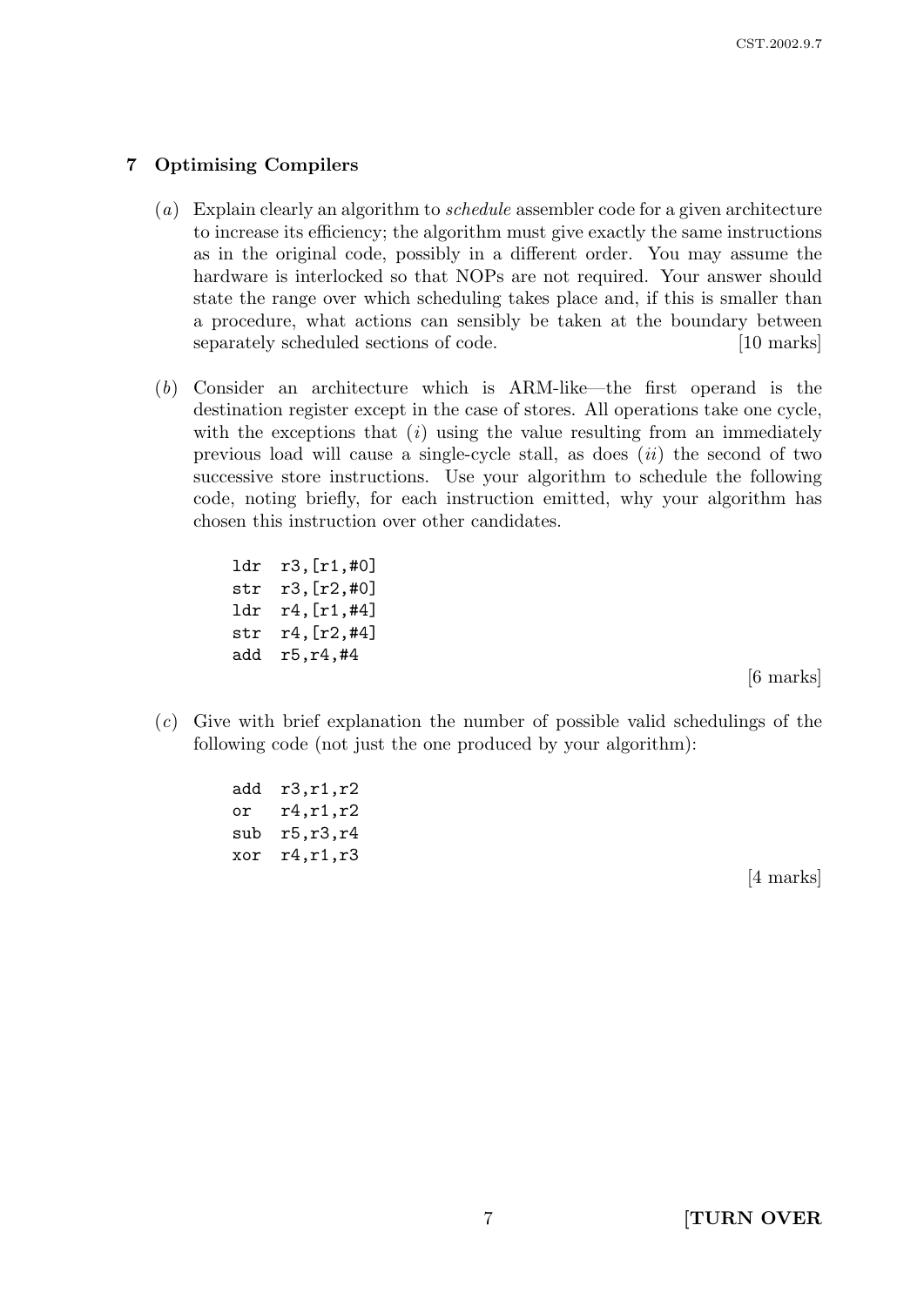## 7 Optimising Compilers

(*a*) Explain clearly an algorithm to *schedule* assembler code for a given architecture to increase its efficiency; the algorithm must give exactly the same instructions as in the original code, possibly in a different order. You may assume the hardware is interlocked so that NOPs are not required. Your answer should state the range over which scheduling takes place and, if this is smaller than a procedure, what actions can sensibly be taken at the boundary between separately scheduled sections of code. [10 marks]

(*b*) Consider an architecture which is ARM-like—the first operand is the destination register except in the case of stores. All operations take one cycle, with the exceptions that (*i*) using the value resulting from an immediately previous load will cause a single-cycle stall, as does (*ii*) the second of two successive store instructions. Use your algorithm to schedule the following code, noting briefly, for each instruction emitted, why your algorithm has chosen this instruction over other candidates.

```
ldr  r3,[r1,#0]
str  r3,[r2,#0]
ldr  r4,[r1,#4]
str  r4,[r2,#4]
add  r5,r4,#4
```

[6 marks]

(*c*) Give with brief explanation the number of possible valid schedulings of the following code (not just the one produced by your algorithm):

```
add  r3,r1,r2
or   r4,r1,r2
sub  r5,r3,r4
xor  r4,r1,r3
```

[4 marks]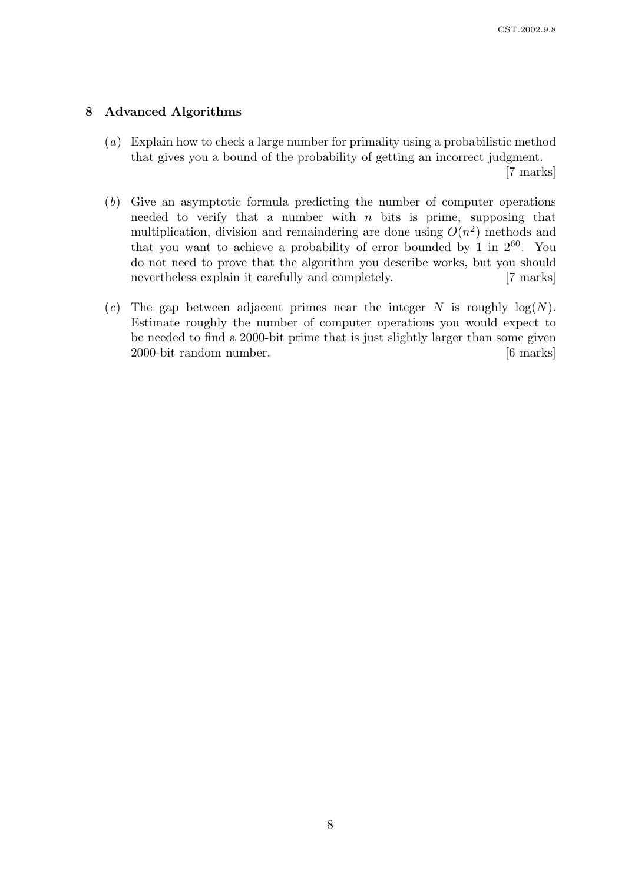## 8 Advanced Algorithms

(*a*) Explain how to check a large number for primality using a probabilistic method that gives you a bound of the probability of getting an incorrect judgment. [7 marks]

(*b*) Give an asymptotic formula predicting the number of computer operations needed to verify that a number with $n$ bits is prime, supposing that multiplication, division and remaindering are done using $O(n^2)$ methods and that you want to achieve a probability of error bounded by 1 in $2^{60}$. You do not need to prove that the algorithm you describe works, but you should nevertheless explain it carefully and completely. [7 marks]

(*c*) The gap between adjacent primes near the integer $N$ is roughly $\log(N)$. Estimate roughly the number of computer operations you would expect to be needed to find a 2000-bit prime that is just slightly larger than some given 2000-bit random number. [6 marks]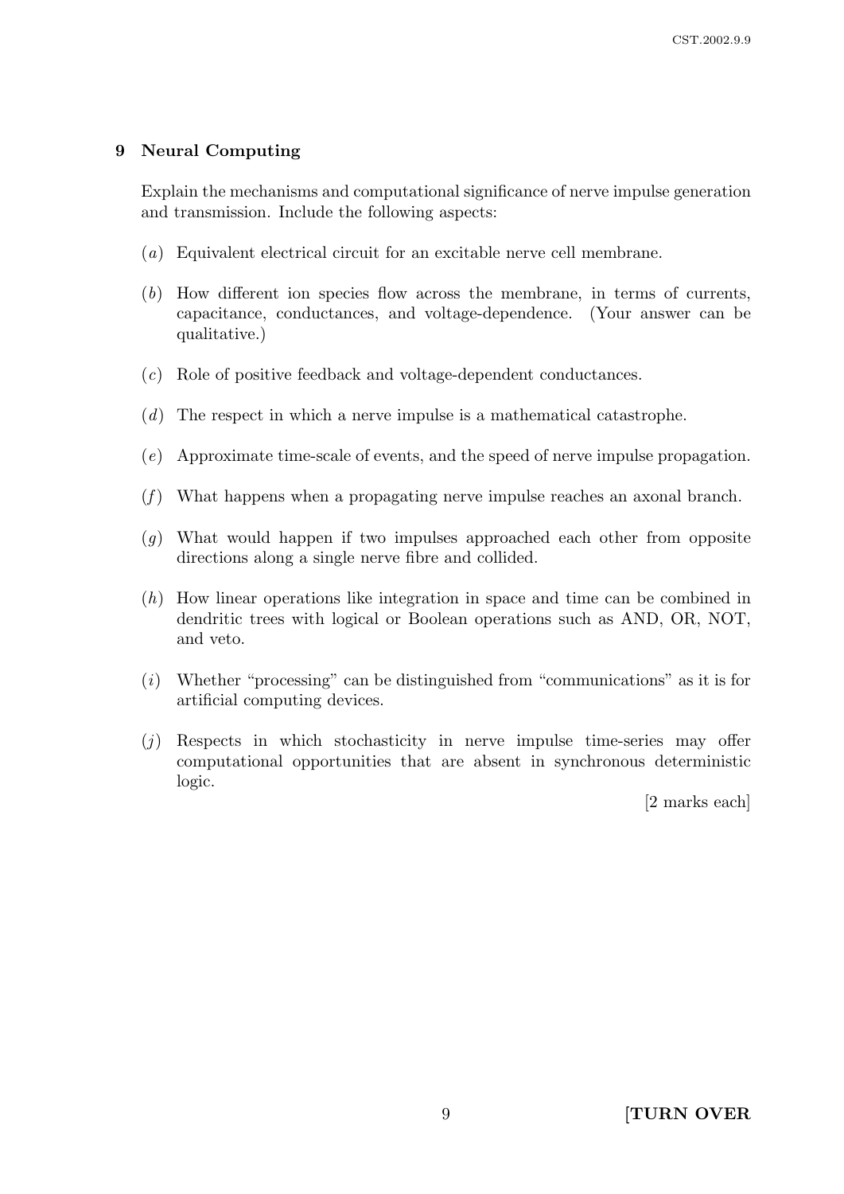## 9 Neural Computing

Explain the mechanisms and computational significance of nerve impulse generation and transmission. Include the following aspects:

(*a*) Equivalent electrical circuit for an excitable nerve cell membrane.

(*b*) How different ion species flow across the membrane, in terms of currents, capacitance, conductances, and voltage-dependence. (Your answer can be qualitative.)

(*c*) Role of positive feedback and voltage-dependent conductances.

(*d*) The respect in which a nerve impulse is a mathematical catastrophe.

(*e*) Approximate time-scale of events, and the speed of nerve impulse propagation.

(*f*) What happens when a propagating nerve impulse reaches an axonal branch.

(*g*) What would happen if two impulses approached each other from opposite directions along a single nerve fibre and collided.

(*h*) How linear operations like integration in space and time can be combined in dendritic trees with logical or Boolean operations such as AND, OR, NOT, and veto.

(*i*) Whether "processing" can be distinguished from "communications" as it is for artificial computing devices.

(*j*) Respects in which stochasticity in nerve impulse time-series may offer computational opportunities that are absent in synchronous deterministic logic.

[2 marks each]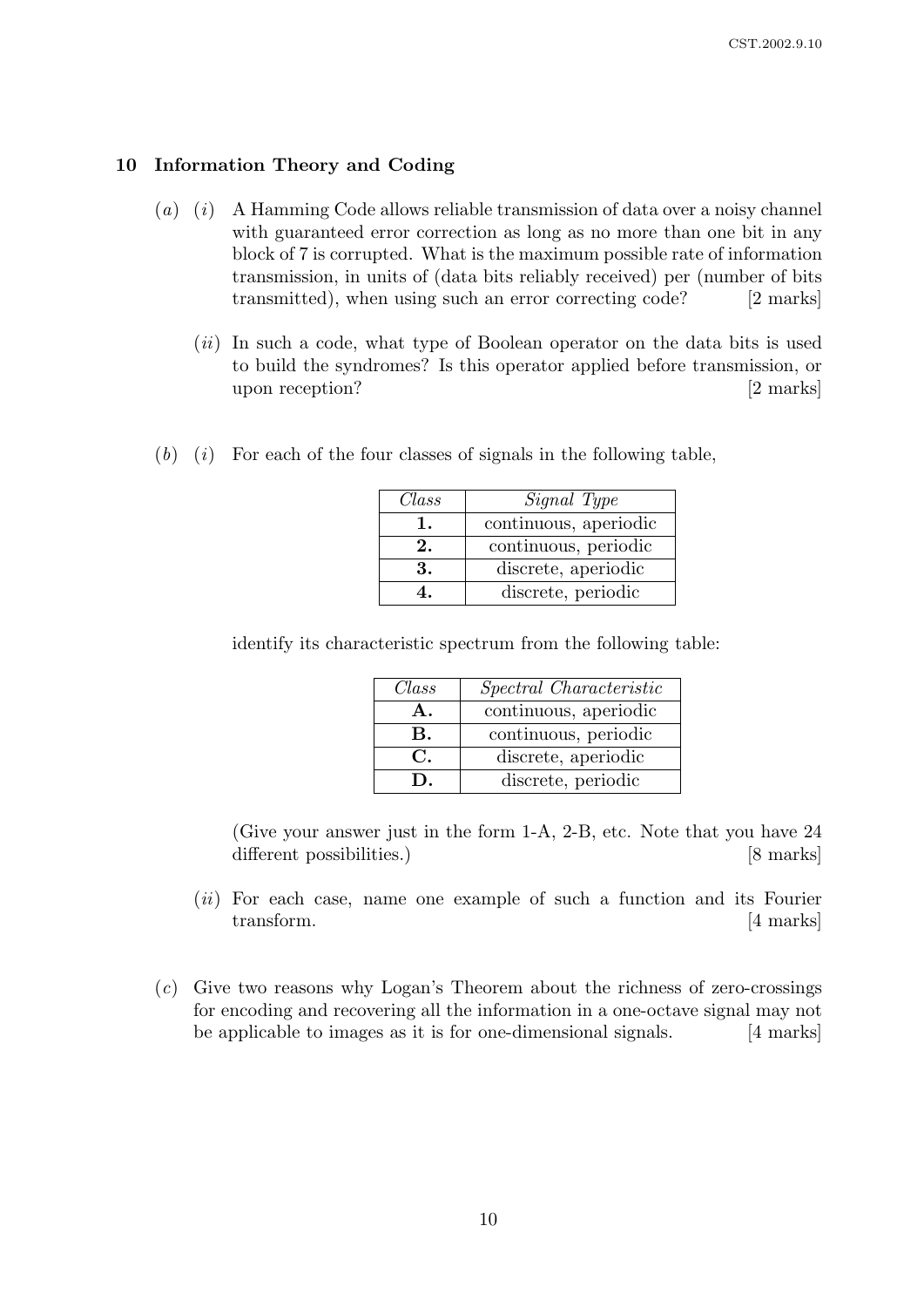## 10 Information Theory and Coding

(*a*) (*i*) A Hamming Code allows reliable transmission of data over a noisy channel with guaranteed error correction as long as no more than one bit in any block of 7 is corrupted. What is the maximum possible rate of information transmission, in units of (data bits reliably received) per (number of bits transmitted), when using such an error correcting code? [2 marks]

(*ii*) In such a code, what type of Boolean operator on the data bits is used to build the syndromes? Is this operator applied before transmission, or upon reception? [2 marks]

(*b*) (*i*) For each of the four classes of signals in the following table,

| *Class* | *Signal Type* |
|---|---|
| **1.** | continuous, aperiodic |
| **2.** | continuous, periodic |
| **3.** | discrete, aperiodic |
| **4.** | discrete, periodic |

identify its characteristic spectrum from the following table:

| *Class* | *Spectral Characteristic* |
|---|---|
| **A.** | continuous, aperiodic |
| **B.** | continuous, periodic |
| **C.** | discrete, aperiodic |
| **D.** | discrete, periodic |

(Give your answer just in the form 1-A, 2-B, etc. Note that you have 24 different possibilities.) [8 marks]

(*ii*) For each case, name one example of such a function and its Fourier transform. [4 marks]

(*c*) Give two reasons why Logan's Theorem about the richness of zero-crossings for encoding and recovering all the information in a one-octave signal may not be applicable to images as it is for one-dimensional signals. [4 marks]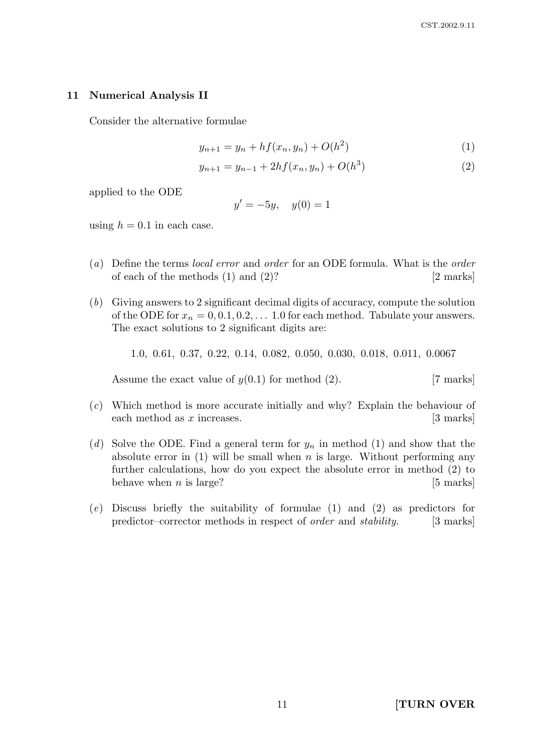## 11 Numerical Analysis II

Consider the alternative formulae

$$y_{n+1} = y_n + hf(x_n, y_n) + O(h^2) \tag{1}$$

$$y_{n+1} = y_{n-1} + 2hf(x_n, y_n) + O(h^3) \tag{2}$$

applied to the ODE

$$y' = -5y, \quad y(0) = 1$$

using $h = 0.1$ in each case.

(*a*) Define the terms *local error* and *order* for an ODE formula. What is the *order* of each of the methods (1) and (2)? [2 marks]

(*b*) Giving answers to 2 significant decimal digits of accuracy, compute the solution of the ODE for $x_n = 0, 0.1, 0.2, \ldots\ 1.0$ for each method. Tabulate your answers. The exact solutions to 2 significant digits are:

1.0, 0.61, 0.37, 0.22, 0.14, 0.082, 0.050, 0.030, 0.018, 0.011, 0.0067

Assume the exact value of $y(0.1)$ for method (2). [7 marks]

(*c*) Which method is more accurate initially and why? Explain the behaviour of each method as $x$ increases. [3 marks]

(*d*) Solve the ODE. Find a general term for $y_n$ in method (1) and show that the absolute error in (1) will be small when $n$ is large. Without performing any further calculations, how do you expect the absolute error in method (2) to behave when $n$ is large? [5 marks]

(*e*) Discuss briefly the suitability of formulae (1) and (2) as predictors for predictor–corrector methods in respect of *order* and *stability*. [3 marks]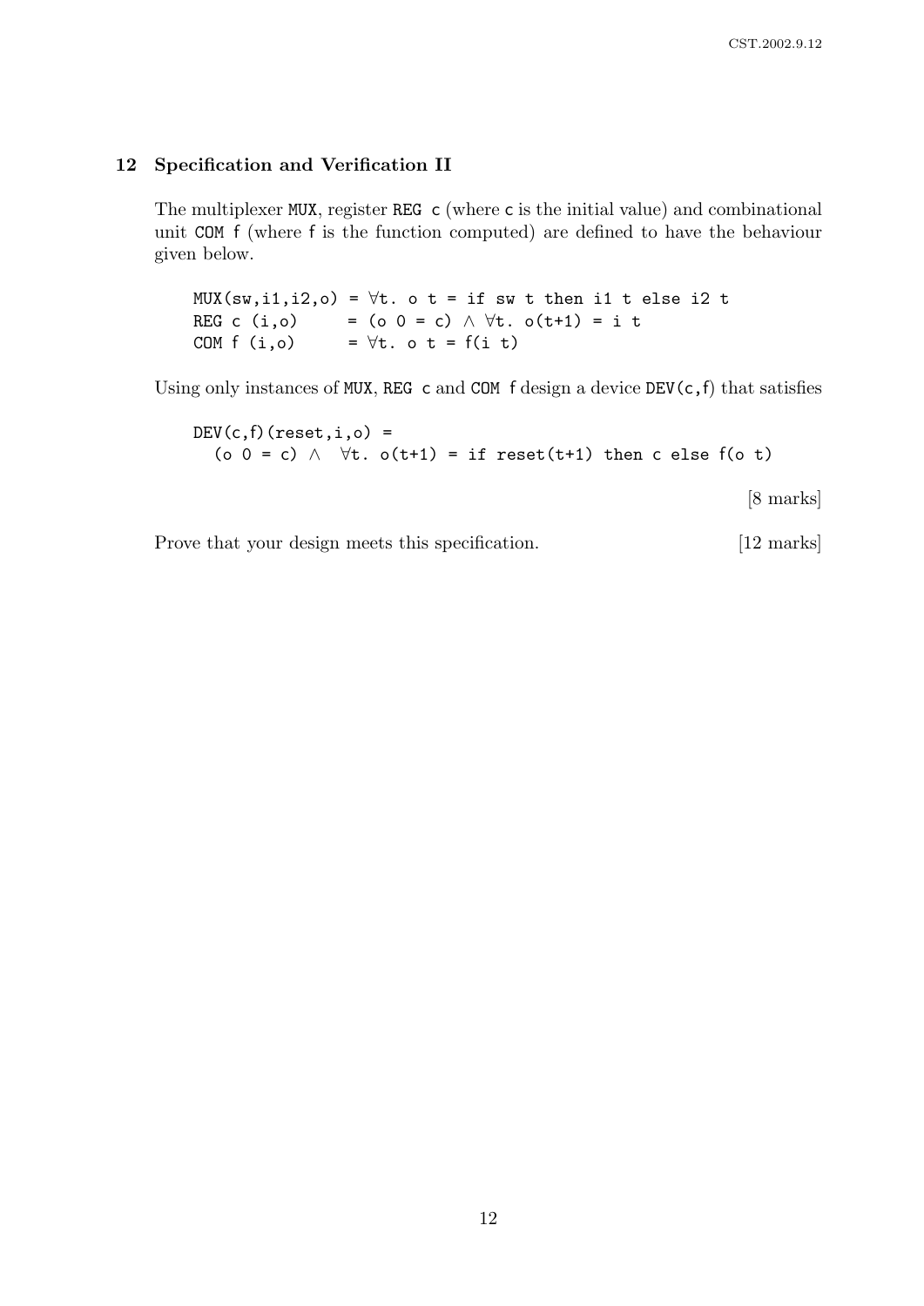## 12 Specification and Verification II

The multiplexer `MUX`, register `REG c` (where `c` is the initial value) and combinational unit `COM f` (where `f` is the function computed) are defined to have the behaviour given below.

```
MUX(sw,i1,i2,o) = ∀t. o t = if sw t then i1 t else i2 t
REG c (i,o)     = (o 0 = c) ∧ ∀t. o(t+1) = i t
COM f (i,o)     = ∀t. o t = f(i t)
```

Using only instances of `MUX`, `REG c` and `COM f` design a device `DEV(c,f)` that satisfies

```
DEV(c,f)(reset,i,o) =
  (o 0 = c) ∧  ∀t. o(t+1) = if reset(t+1) then c else f(o t)
```

[8 marks]

Prove that your design meets this specification. [12 marks]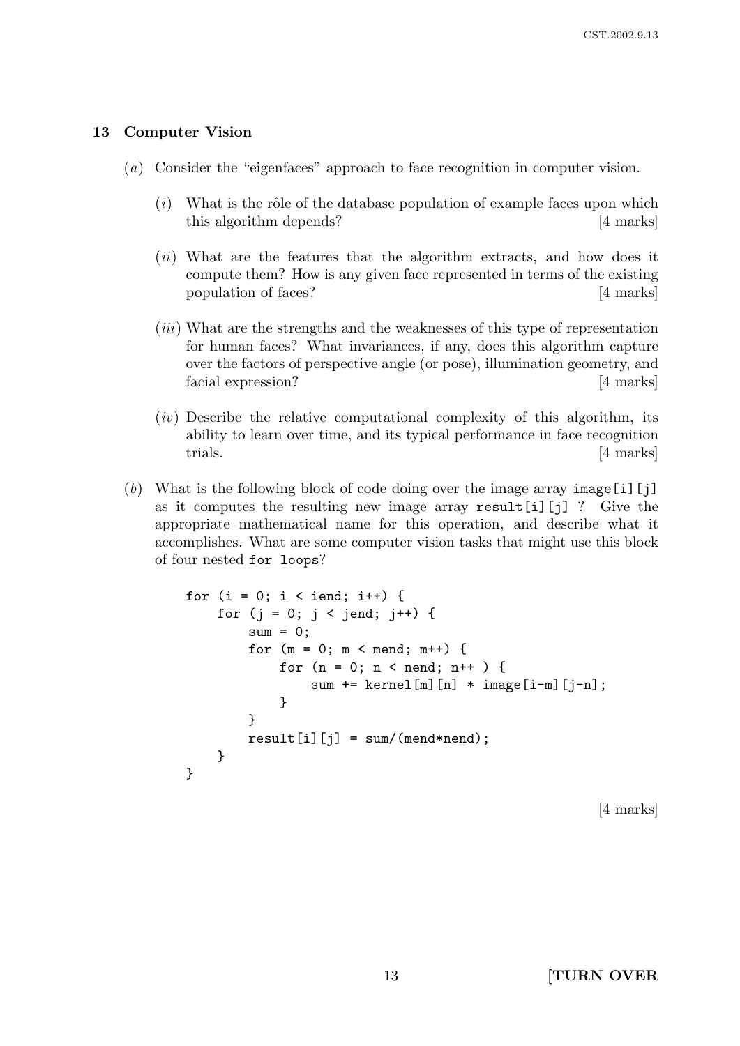## 13 Computer Vision

(*a*) Consider the "eigenfaces" approach to face recognition in computer vision.

(*i*) What is the rôle of the database population of example faces upon which this algorithm depends? [4 marks]

(*ii*) What are the features that the algorithm extracts, and how does it compute them? How is any given face represented in terms of the existing population of faces? [4 marks]

(*iii*) What are the strengths and the weaknesses of this type of representation for human faces? What invariances, if any, does this algorithm capture over the factors of perspective angle (or pose), illumination geometry, and facial expression? [4 marks]

(*iv*) Describe the relative computational complexity of this algorithm, its ability to learn over time, and its typical performance in face recognition trials. [4 marks]

(*b*) What is the following block of code doing over the image array `image[i][j]` as it computes the resulting new image array `result[i][j]` ? Give the appropriate mathematical name for this operation, and describe what it accomplishes. What are some computer vision tasks that might use this block of four nested `for loops`?

```
for (i = 0; i < iend; i++) {
    for (j = 0; j < jend; j++) {
        sum = 0;
        for (m = 0; m < mend; m++) {
            for (n = 0; n < nend; n++ ) {
                sum += kernel[m][n] * image[i-m][j-n];
            }
        }
        result[i][j] = sum/(mend*nend);
    }
}
```

[4 marks]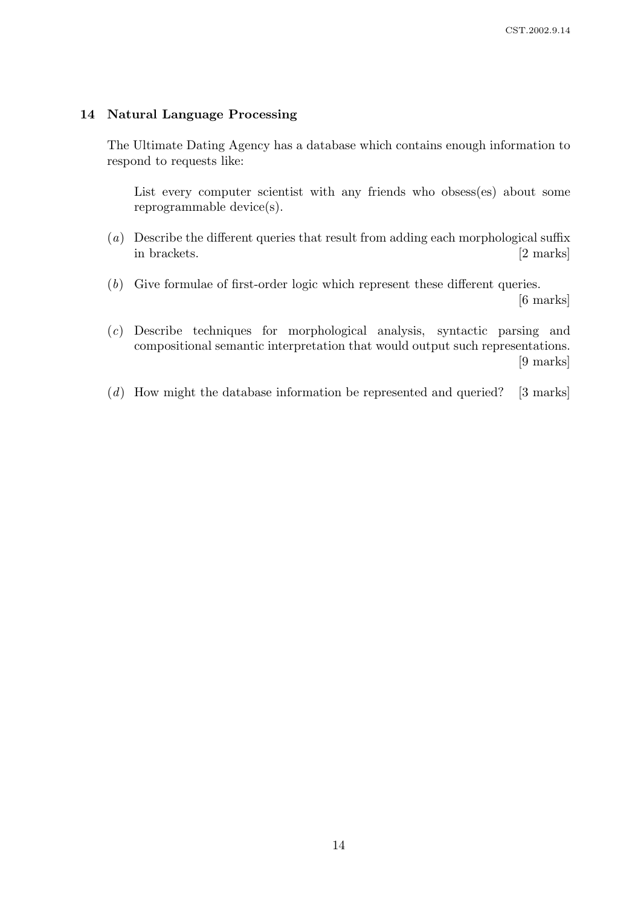## 14 Natural Language Processing

The Ultimate Dating Agency has a database which contains enough information to respond to requests like:

> List every computer scientist with any friends who obsess(es) about some reprogrammable device(s).

(*a*) Describe the different queries that result from adding each morphological suffix in brackets. [2 marks]

(*b*) Give formulae of first-order logic which represent these different queries. [6 marks]

(*c*) Describe techniques for morphological analysis, syntactic parsing and compositional semantic interpretation that would output such representations. [9 marks]

(*d*) How might the database information be represented and queried? [3 marks]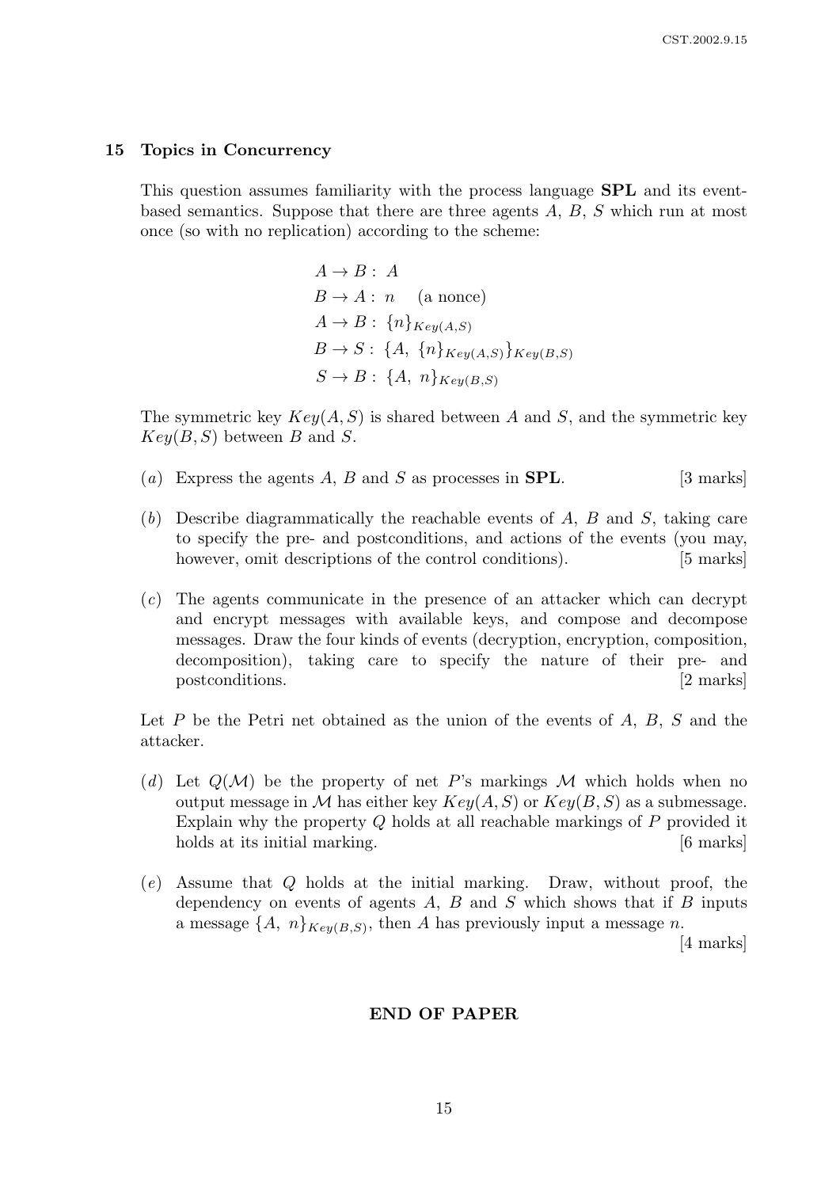## 15 Topics in Concurrency

This question assumes familiarity with the process language **SPL** and its event-based semantics. Suppose that there are three agents $A$, $B$, $S$ which run at most once (so with no replication) according to the scheme:

$$
\begin{aligned}
&A \to B : \ A \\
&B \to A : \ n \quad \text{(a nonce)} \\
&A \to B : \ \{n\}_{Key(A,S)} \\
&B \to S : \ \{A,\ \{n\}_{Key(A,S)}\}_{Key(B,S)} \\
&S \to B : \ \{A,\ n\}_{Key(B,S)}
\end{aligned}
$$

The symmetric key $Key(A, S)$ is shared between $A$ and $S$, and the symmetric key $Key(B, S)$ between $B$ and $S$.

(*a*) Express the agents $A$, $B$ and $S$ as processes in **SPL**. [3 marks]

(*b*) Describe diagrammatically the reachable events of $A$, $B$ and $S$, taking care to specify the pre- and postconditions, and actions of the events (you may, however, omit descriptions of the control conditions). [5 marks]

(*c*) The agents communicate in the presence of an attacker which can decrypt and encrypt messages with available keys, and compose and decompose messages. Draw the four kinds of events (decryption, encryption, composition, decomposition), taking care to specify the nature of their pre- and postconditions. [2 marks]

Let $P$ be the Petri net obtained as the union of the events of $A$, $B$, $S$ and the attacker.

(*d*) Let $Q(\mathcal{M})$ be the property of net $P$'s markings $\mathcal{M}$ which holds when no output message in $\mathcal{M}$ has either key $Key(A, S)$ or $Key(B, S)$ as a submessage. Explain why the property $Q$ holds at all reachable markings of $P$ provided it holds at its initial marking. [6 marks]

(*e*) Assume that $Q$ holds at the initial marking. Draw, without proof, the dependency on events of agents $A$, $B$ and $S$ which shows that if $B$ inputs a message $\{A,\ n\}_{Key(B,S)}$, then $A$ has previously input a message $n$. [4 marks]

**END OF PAPER**